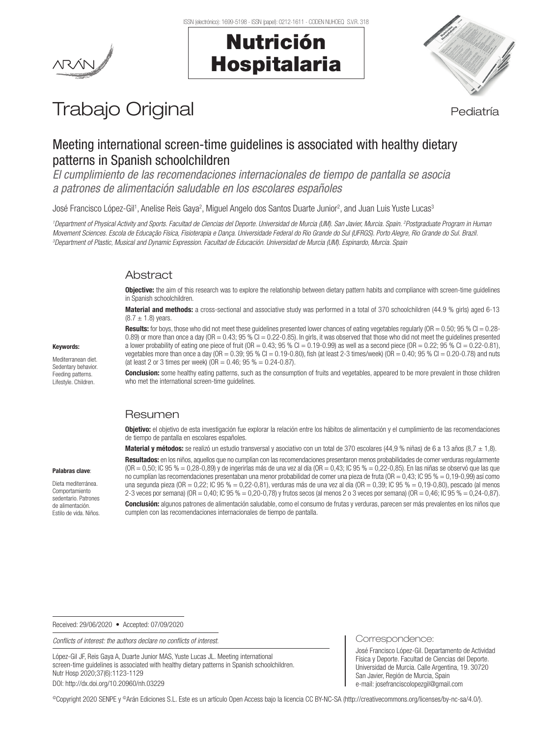# Trabajo Original

Pediatría

## Meeting international screen-time guidelines is associated with healthy dietary patterns in Spanish schoolchildren

*El cumplimiento de las recomendaciones internacionales de tiempo de pantalla se asocia a patrones de alimentación saludable en los escolares españoles*

José Francisco López-Gil[1], Anelise Reis Gaya[2], Miguel Angelo dos Santos Duarte Junior[2], and Juan Luis Yuste Lucas[3]

*[1]Department of Physical Activity and Sports. Facultad de Ciencias del Deporte. Universidad de Murcia (UM). San Javier, Murcia. Spain. [2]Postgraduate Program in Human Movement Sciences. Escola de Educação Física, Fisioterapia e Dança. Universidade Federal do Rio Grande do Sul (UFRGS). Porto Alegre, Rio Grande do Sul. Brazil. [3]Department of Plastic, Musical and Dynamic Expression. Facultad de Educación. Universidad de Murcia (UM). Espinardo, Murcia. Spain*

### Abstract

**Objective:** the aim of this research was to explore the relationship between dietary pattern habits and compliance with screen-time guidelines in Spanish schoolchildren.

**Material and methods:** a cross-sectional and associative study was performed in a total of 370 schoolchildren (44.9 % girls) aged 6-13 (8.7 ± 1.8) years.

**Results:** for boys, those who did not meet these guidelines presented lower chances of eating vegetables regularly (OR = 0.50; 95 % CI = 0.28-0.89) or more than once a day (OR = 0.43; 95 % CI = 0.22-0.85). In girls, it was observed that those who did not meet the guidelines presented a lower probability of eating one piece of fruit (OR = 0.43; 95 % CI = 0.19-0.99) as well as a second piece (OR = 0.22; 95 % CI = 0.22-0.81), vegetables more than once a day (OR = 0.39; 95 % CI = 0.19-0.80), fish (at least 2-3 times/week) (OR = 0.40; 95 % CI = 0.20-0.78) and nuts (at least 2 or 3 times per week) (OR = 0.46; 95 % = 0.24-0.87).

**Conclusion:** some healthy eating patterns, such as the consumption of fruits and vegetables, appeared to be more prevalent in those children who met the international screen-time guidelines.

**Keywords:**

Mediterranean diet. Sedentary behavior. Feeding patterns. Lifestyle. Children.

### Resumen

**Objetivo:** el objetivo de esta investigación fue explorar la relación entre los hábitos de alimentación y el cumplimiento de las recomendaciones de tiempo de pantalla en escolares españoles.

**Material y métodos:** se realizó un estudio transversal y asociativo con un total de 370 escolares (44,9 % niñas) de 6 a 13 años (8,7 ± 1,8).

**Resultados:** en los niños, aquellos que no cumplían con las recomendaciones presentaron menos probabilidades de comer verduras regularmente (OR = 0,50; IC 95 % = 0,28-0,89) y de ingerirlas más de una vez al día (OR = 0,43; IC 95 % = 0,22-0,85). En las niñas se observó que las que no cumplían las recomendaciones presentaban una menor probabilidad de comer una pieza de fruta (OR = 0,43; IC 95 % = 0,19-0,99) así como una segunda pieza (OR = 0,22; IC 95 % = 0,22-0,81), verduras más de una vez al día (OR = 0,39; IC 95 % = 0,19-0,80), pescado (al menos 2-3 veces por semana) (OR = 0,40; IC 95 % = 0,20-0,78) y frutos secos (al menos 2 o 3 veces por semana) (OR = 0,46; IC 95 % = 0,24-0,87).

**Conclusión:** algunos patrones de alimentación saludable, como el consumo de frutas y verduras, parecen ser más prevalentes en los niños que cumplen con las recomendaciones internacionales de tiempo de pantalla.

**Palabras clave**:

Dieta mediterránea. Comportamiento sedentario. Patrones de alimentación. Estilo de vida. Niños.

---

Received: 29/06/2020 • Accepted: 07/09/2020

*Conflicts of interest: the authors declare no conflicts of interest.*

López-Gil JF, Reis Gaya A, Duarte Junior MAS, Yuste Lucas JL. Meeting international screen-time guidelines is associated with healthy dietary patterns in Spanish schoolchildren. Nutr Hosp 2020;37(6):1123-1129

DOI: http://dx.doi.org/10.20960/nh.03229

Correspondence:

José Francisco López-Gil. Departamento de Actividad Física y Deporte. Facultad de Ciencias del Deporte. Universidad de Murcia. Calle Argentina, 19. 30720 San Javier, Región de Murcia, Spain
e-mail: josefranciscolopezgil@gmail.com

©Copyright 2020 SENPE y ©Arán Ediciones S.L. Este es un artículo Open Access bajo la licencia CC BY-NC-SA (http://creativecommons.org/licenses/by-nc-sa/4.0/).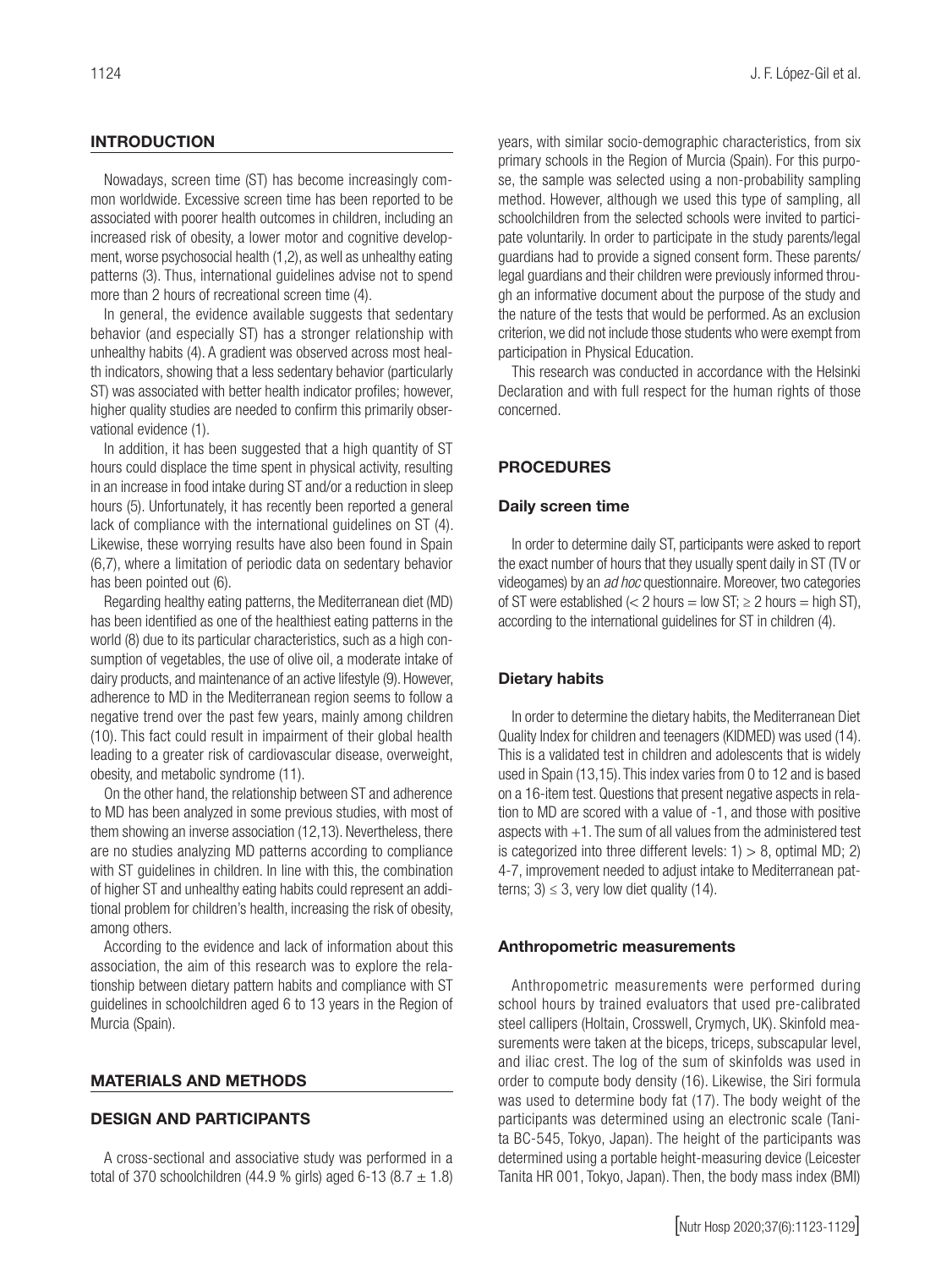## INTRODUCTION

Nowadays, screen time (ST) has become increasingly common worldwide. Excessive screen time has been reported to be associated with poorer health outcomes in children, including an increased risk of obesity, a lower motor and cognitive development, worse psychosocial health (1,2), as well as unhealthy eating patterns (3). Thus, international guidelines advise not to spend more than 2 hours of recreational screen time (4).

In general, the evidence available suggests that sedentary behavior (and especially ST) has a stronger relationship with unhealthy habits (4). A gradient was observed across most health indicators, showing that a less sedentary behavior (particularly ST) was associated with better health indicator profiles; however, higher quality studies are needed to confirm this primarily observational evidence (1).

In addition, it has been suggested that a high quantity of ST hours could displace the time spent in physical activity, resulting in an increase in food intake during ST and/or a reduction in sleep hours (5). Unfortunately, it has recently been reported a general lack of compliance with the international guidelines on ST (4). Likewise, these worrying results have also been found in Spain (6,7), where a limitation of periodic data on sedentary behavior has been pointed out (6).

Regarding healthy eating patterns, the Mediterranean diet (MD) has been identified as one of the healthiest eating patterns in the world (8) due to its particular characteristics, such as a high consumption of vegetables, the use of olive oil, a moderate intake of dairy products, and maintenance of an active lifestyle (9). However, adherence to MD in the Mediterranean region seems to follow a negative trend over the past few years, mainly among children (10). This fact could result in impairment of their global health leading to a greater risk of cardiovascular disease, overweight, obesity, and metabolic syndrome (11).

On the other hand, the relationship between ST and adherence to MD has been analyzed in some previous studies, with most of them showing an inverse association (12,13). Nevertheless, there are no studies analyzing MD patterns according to compliance with ST guidelines in children. In line with this, the combination of higher ST and unhealthy eating habits could represent an additional problem for children's health, increasing the risk of obesity, among others.

According to the evidence and lack of information about this association, the aim of this research was to explore the relationship between dietary pattern habits and compliance with ST guidelines in schoolchildren aged 6 to 13 years in the Region of Murcia (Spain).

## MATERIALS AND METHODS

### DESIGN AND PARTICIPANTS

A cross-sectional and associative study was performed in a total of 370 schoolchildren (44.9 % girls) aged 6-13 ($8.7 \pm 1.8$) years, with similar socio-demographic characteristics, from six primary schools in the Region of Murcia (Spain). For this purpose, the sample was selected using a non-probability sampling method. However, although we used this type of sampling, all schoolchildren from the selected schools were invited to participate voluntarily. In order to participate in the study parents/legal guardians had to provide a signed consent form. These parents/legal guardians and their children were previously informed through an informative document about the purpose of the study and the nature of the tests that would be performed. As an exclusion criterion, we did not include those students who were exempt from participation in Physical Education.

This research was conducted in accordance with the Helsinki Declaration and with full respect for the human rights of those concerned.

## PROCEDURES

### Daily screen time

In order to determine daily ST, participants were asked to report the exact number of hours that they usually spent daily in ST (TV or videogames) by an *ad hoc* questionnaire. Moreover, two categories of ST were established ($<$ 2 hours = low ST; $\geq$ 2 hours = high ST), according to the international guidelines for ST in children (4).

### Dietary habits

In order to determine the dietary habits, the Mediterranean Diet Quality Index for children and teenagers (KIDMED) was used (14). This is a validated test in children and adolescents that is widely used in Spain (13,15). This index varies from 0 to 12 and is based on a 16-item test. Questions that present negative aspects in relation to MD are scored with a value of -1, and those with positive aspects with +1. The sum of all values from the administered test is categorized into three different levels: 1) $>$ 8, optimal MD; 2) 4-7, improvement needed to adjust intake to Mediterranean patterns; 3) $\leq$ 3, very low diet quality (14).

### Anthropometric measurements

Anthropometric measurements were performed during school hours by trained evaluators that used pre-calibrated steel callipers (Holtain, Crosswell, Crymych, UK). Skinfold measurements were taken at the biceps, triceps, subscapular level, and iliac crest. The log of the sum of skinfolds was used in order to compute body density (16). Likewise, the Siri formula was used to determine body fat (17). The body weight of the participants was determined using an electronic scale (Tanita BC-545, Tokyo, Japan). The height of the participants was determined using a portable height-measuring device (Leicester Tanita HR 001, Tokyo, Japan). Then, the body mass index (BMI)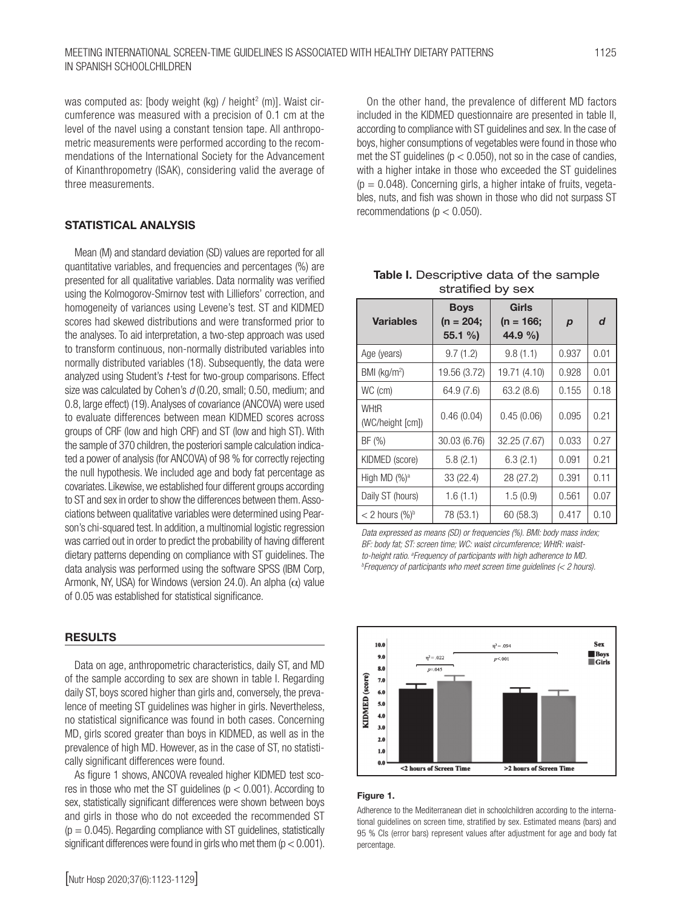was computed as: [body weight (kg) / height$^2$ (m)]. Waist circumference was measured with a precision of 0.1 cm at the level of the navel using a constant tension tape. All anthropometric measurements were performed according to the recommendations of the International Society for the Advancement of Kinanthropometry (ISAK), considering valid the average of three measurements.

### STATISTICAL ANALYSIS

Mean (M) and standard deviation (SD) values are reported for all quantitative variables, and frequencies and percentages (%) are presented for all qualitative variables. Data normality was verified using the Kolmogorov-Smirnov test with Lilliefors' correction, and homogeneity of variances using Levene's test. ST and KIDMED scores had skewed distributions and were transformed prior to the analyses. To aid interpretation, a two-step approach was used to transform continuous, non-normally distributed variables into normally distributed variables (18). Subsequently, the data were analyzed using Student's *t*-test for two-group comparisons. Effect size was calculated by Cohen's *d* (0.20, small; 0.50, medium; and 0.8, large effect) (19). Analyses of covariance (ANCOVA) were used to evaluate differences between mean KIDMED scores across groups of CRF (low and high CRF) and ST (low and high ST). With the sample of 370 children, the posteriori sample calculation indicated a power of analysis (for ANCOVA) of 98 % for correctly rejecting the null hypothesis. We included age and body fat percentage as covariates. Likewise, we established four different groups according to ST and sex in order to show the differences between them. Associations between qualitative variables were determined using Pearson's chi-squared test. In addition, a multinomial logistic regression was carried out in order to predict the probability of having different dietary patterns depending on compliance with ST guidelines. The data analysis was performed using the software SPSS (IBM Corp, Armonk, NY, USA) for Windows (version 24.0). An alpha ($\alpha$) value of 0.05 was established for statistical significance.

## RESULTS

Data on age, anthropometric characteristics, daily ST, and MD of the sample according to sex are shown in table I. Regarding daily ST, boys scored higher than girls and, conversely, the prevalence of meeting ST guidelines was higher in girls. Nevertheless, no statistical significance was found in both cases. Concerning MD, girls scored greater than boys in KIDMED, as well as in the prevalence of high MD. However, as in the case of ST, no statistically significant differences were found.

As figure 1 shows, ANCOVA revealed higher KIDMED test scores in those who met the ST guidelines ($p < 0.001$). According to sex, statistically significant differences were shown between boys and girls in those who do not exceeded the recommended ST ($p = 0.045$). Regarding compliance with ST guidelines, statistically significant differences were found in girls who met them ($p < 0.001$).

On the other hand, the prevalence of different MD factors included in the KIDMED questionnaire are presented in table II, according to compliance with ST guidelines and sex. In the case of boys, higher consumptions of vegetables were found in those who met the ST guidelines ($p < 0.050$), not so in the case of candies, with a higher intake in those who exceeded the ST guidelines ($p = 0.048$). Concerning girls, a higher intake of fruits, vegetables, nuts, and fish was shown in those who did not surpass ST recommendations ($p < 0.050$).

**Table I.** Descriptive data of the sample stratified by sex

| Variables | Boys (n = 204; 55.1 %) | Girls (n = 166; 44.9 %) | *p* | *d* |
|---|---|---|---|---|
| Age (years) | 9.7 (1.2) | 9.8 (1.1) | 0.937 | 0.01 |
| BMI (kg/m$^2$) | 19.56 (3.72) | 19.71 (4.10) | 0.928 | 0.01 |
| WC (cm) | 64.9 (7.6) | 63.2 (8.6) | 0.155 | 0.18 |
| WHtR (WC/height [cm]) | 0.46 (0.04) | 0.45 (0.06) | 0.095 | 0.21 |
| BF (%) | 30.03 (6.76) | 32.25 (7.67) | 0.033 | 0.27 |
| KIDMED (score) | 5.8 (2.1) | 6.3 (2.1) | 0.091 | 0.21 |
| High MD (%)[a] | 33 (22.4) | 28 (27.2) | 0.391 | 0.11 |
| Daily ST (hours) | 1.6 (1.1) | 1.5 (0.9) | 0.561 | 0.07 |
| < 2 hours (%)[b] | 78 (53.1) | 60 (58.3) | 0.417 | 0.10 |

*Data expressed as means (SD) or frequencies (%). BMI: body mass index; BF: body fat; ST: screen time; WC: waist circumference; WHtR: waist-to-height ratio. [a]Frequency of participants with high adherence to MD. [b]Frequency of participants who meet screen time guidelines (< 2 hours).*

**Figure 1.**

Adherence to the Mediterranean diet in schoolchildren according to the international guidelines on screen time, stratified by sex. Estimated means (bars) and 95 % CIs (error bars) represent values after adjustment for age and body fat percentage.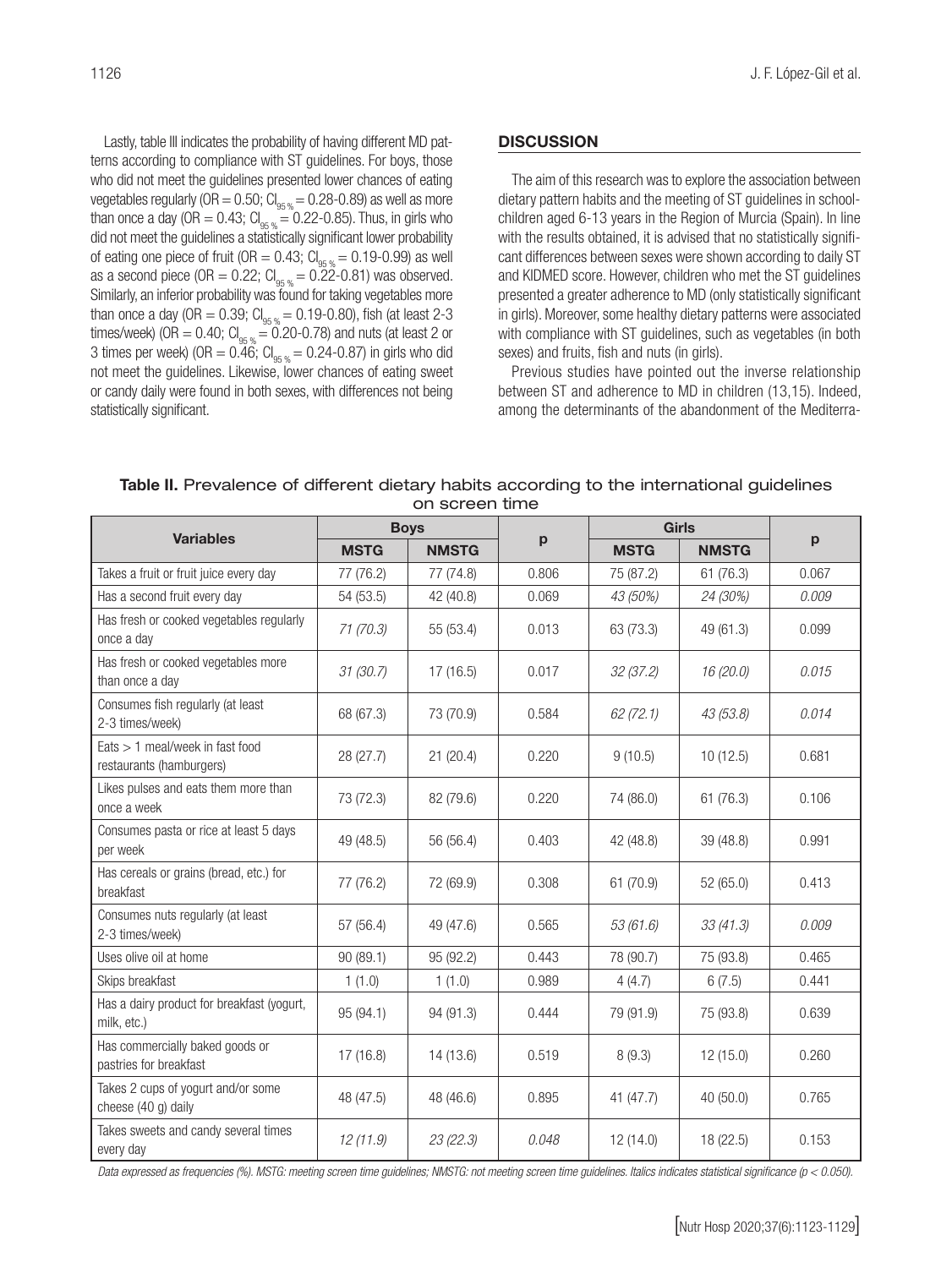Lastly, table III indicates the probability of having different MD patterns according to compliance with ST guidelines. For boys, those who did not meet the guidelines presented lower chances of eating vegetables regularly (OR = 0.50; $CI_{95\%}$ = 0.28-0.89) as well as more than once a day (OR = 0.43; $CI_{95\%}$ = 0.22-0.85). Thus, in girls who did not meet the guidelines a statistically significant lower probability of eating one piece of fruit (OR = 0.43; $CI_{95\%}$ = 0.19-0.99) as well as a second piece (OR = 0.22; $CI_{95\%}$ = 0.22-0.81) was observed. Similarly, an inferior probability was found for taking vegetables more than once a day (OR = 0.39; $CI_{95\%}$ = 0.19-0.80), fish (at least 2-3 times/week) (OR = 0.40; $CI_{95\%}$ = 0.20-0.78) and nuts (at least 2 or 3 times per week) (OR = 0.46; $CI_{95\%}$ = 0.24-0.87) in girls who did not meet the guidelines. Likewise, lower chances of eating sweet or candy daily were found in both sexes, with differences not being statistically significant.

## DISCUSSION

The aim of this research was to explore the association between dietary pattern habits and the meeting of ST guidelines in schoolchildren aged 6-13 years in the Region of Murcia (Spain). In line with the results obtained, it is advised that no statistically significant differences between sexes were shown according to daily ST and KIDMED score. However, children who met the ST guidelines presented a greater adherence to MD (only statistically significant in girls). Moreover, some healthy dietary patterns were associated with compliance with ST guidelines, such as vegetables (in both sexes) and fruits, fish and nuts (in girls).

Previous studies have pointed out the inverse relationship between ST and adherence to MD in children (13,15). Indeed, among the determinants of the abandonment of the Mediterra-

**Table II.** Prevalence of different dietary habits according to the international guidelines on screen time

| Variables | Boys | | p | Girls | | p |
|---|---|---|---|---|---|---|
| | MSTG | NMSTG | | MSTG | NMSTG | |
| Takes a fruit or fruit juice every day | 77 (76.2) | 77 (74.8) | 0.806 | 75 (87.2) | 61 (76.3) | 0.067 |
| Has a second fruit every day | 54 (53.5) | 42 (40.8) | 0.069 | *43 (50%)* | *24 (30%)* | *0.009* |
| Has fresh or cooked vegetables regularly once a day | *71 (70.3)* | 55 (53.4) | 0.013 | 63 (73.3) | 49 (61.3) | 0.099 |
| Has fresh or cooked vegetables more than once a day | *31 (30.7)* | 17 (16.5) | 0.017 | *32 (37.2)* | *16 (20.0)* | *0.015* |
| Consumes fish regularly (at least 2-3 times/week) | 68 (67.3) | 73 (70.9) | 0.584 | *62 (72.1)* | *43 (53.8)* | *0.014* |
| Eats > 1 meal/week in fast food restaurants (hamburgers) | 28 (27.7) | 21 (20.4) | 0.220 | 9 (10.5) | 10 (12.5) | 0.681 |
| Likes pulses and eats them more than once a week | 73 (72.3) | 82 (79.6) | 0.220 | 74 (86.0) | 61 (76.3) | 0.106 |
| Consumes pasta or rice at least 5 days per week | 49 (48.5) | 56 (56.4) | 0.403 | 42 (48.8) | 39 (48.8) | 0.991 |
| Has cereals or grains (bread, etc.) for breakfast | 77 (76.2) | 72 (69.9) | 0.308 | 61 (70.9) | 52 (65.0) | 0.413 |
| Consumes nuts regularly (at least 2-3 times/week) | 57 (56.4) | 49 (47.6) | 0.565 | *53 (61.6)* | *33 (41.3)* | *0.009* |
| Uses olive oil at home | 90 (89.1) | 95 (92.2) | 0.443 | 78 (90.7) | 75 (93.8) | 0.465 |
| Skips breakfast | 1 (1.0) | 1 (1.0) | 0.989 | 4 (4.7) | 6 (7.5) | 0.441 |
| Has a dairy product for breakfast (yogurt, milk, etc.) | 95 (94.1) | 94 (91.3) | 0.444 | 79 (91.9) | 75 (93.8) | 0.639 |
| Has commercially baked goods or pastries for breakfast | 17 (16.8) | 14 (13.6) | 0.519 | 8 (9.3) | 12 (15.0) | 0.260 |
| Takes 2 cups of yogurt and/or some cheese (40 g) daily | 48 (47.5) | 48 (46.6) | 0.895 | 41 (47.7) | 40 (50.0) | 0.765 |
| Takes sweets and candy several times every day | *12 (11.9)* | *23 (22.3)* | *0.048* | 12 (14.0) | 18 (22.5) | 0.153 |

*Data expressed as frequencies (%). MSTG: meeting screen time guidelines; NMSTG: not meeting screen time guidelines. Italics indicates statistical significance (p < 0.050).*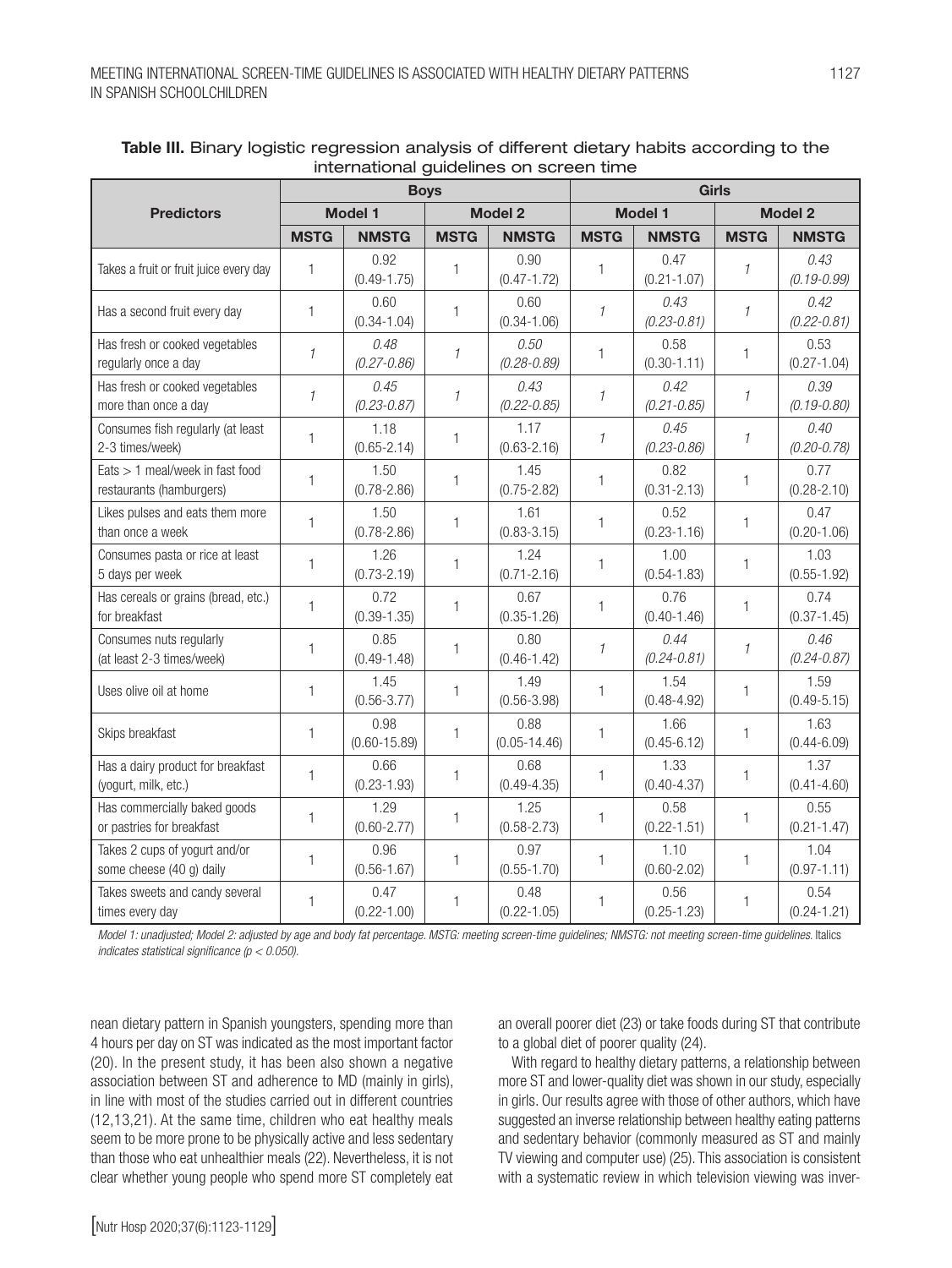**Table III.** Binary logistic regression analysis of different dietary habits according to the international guidelines on screen time

| Predictors | Boys | | | | Girls | | | |
|---|---|---|---|---|---|---|---|---|
| | Model 1 | | Model 2 | | Model 1 | | Model 2 | |
| | MSTG | NMSTG | MSTG | NMSTG | MSTG | NMSTG | MSTG | NMSTG |
| Takes a fruit or fruit juice every day | 1 | 0.92 (0.49-1.75) | 1 | 0.90 (0.47-1.72) | 1 | 0.47 (0.21-1.07) | *1* | *0.43 (0.19-0.99)* |
| Has a second fruit every day | 1 | 0.60 (0.34-1.04) | 1 | 0.60 (0.34-1.06) | *1* | *0.43 (0.23-0.81)* | *1* | *0.42 (0.22-0.81)* |
| Has fresh or cooked vegetables regularly once a day | *1* | *0.48 (0.27-0.86)* | *1* | *0.50 (0.28-0.89)* | 1 | 0.58 (0.30-1.11) | 1 | 0.53 (0.27-1.04) |
| Has fresh or cooked vegetables more than once a day | *1* | *0.45 (0.23-0.87)* | *1* | *0.43 (0.22-0.85)* | *1* | *0.42 (0.21-0.85)* | *1* | *0.39 (0.19-0.80)* |
| Consumes fish regularly (at least 2-3 times/week) | 1 | 1.18 (0.65-2.14) | 1 | 1.17 (0.63-2.16) | *1* | *0.45 (0.23-0.86)* | *1* | *0.40 (0.20-0.78)* |
| Eats > 1 meal/week in fast food restaurants (hamburgers) | 1 | 1.50 (0.78-2.86) | 1 | 1.45 (0.75-2.82) | 1 | 0.82 (0.31-2.13) | 1 | 0.77 (0.28-2.10) |
| Likes pulses and eats them more than once a week | 1 | 1.50 (0.78-2.86) | 1 | 1.61 (0.83-3.15) | 1 | 0.52 (0.23-1.16) | 1 | 0.47 (0.20-1.06) |
| Consumes pasta or rice at least 5 days per week | 1 | 1.26 (0.73-2.19) | 1 | 1.24 (0.71-2.16) | 1 | 1.00 (0.54-1.83) | 1 | 1.03 (0.55-1.92) |
| Has cereals or grains (bread, etc.) for breakfast | 1 | 0.72 (0.39-1.35) | 1 | 0.67 (0.35-1.26) | 1 | 0.76 (0.40-1.46) | 1 | 0.74 (0.37-1.45) |
| Consumes nuts regularly (at least 2-3 times/week) | 1 | 0.85 (0.49-1.48) | 1 | 0.80 (0.46-1.42) | *1* | *0.44 (0.24-0.81)* | *1* | *0.46 (0.24-0.87)* |
| Uses olive oil at home | 1 | 1.45 (0.56-3.77) | 1 | 1.49 (0.56-3.98) | 1 | 1.54 (0.48-4.92) | 1 | 1.59 (0.49-5.15) |
| Skips breakfast | 1 | 0.98 (0.60-15.89) | 1 | 0.88 (0.05-14.46) | 1 | 1.66 (0.45-6.12) | 1 | 1.63 (0.44-6.09) |
| Has a dairy product for breakfast (yogurt, milk, etc.) | 1 | 0.66 (0.23-1.93) | 1 | 0.68 (0.49-4.35) | 1 | 1.33 (0.40-4.37) | 1 | 1.37 (0.41-4.60) |
| Has commercially baked goods or pastries for breakfast | 1 | 1.29 (0.60-2.77) | 1 | 1.25 (0.58-2.73) | 1 | 0.58 (0.22-1.51) | 1 | 0.55 (0.21-1.47) |
| Takes 2 cups of yogurt and/or some cheese (40 g) daily | 1 | 0.96 (0.56-1.67) | 1 | 0.97 (0.55-1.70) | 1 | 1.10 (0.60-2.02) | 1 | 1.04 (0.97-1.11) |
| Takes sweets and candy several times every day | 1 | 0.47 (0.22-1.00) | 1 | 0.48 (0.22-1.05) | 1 | 0.56 (0.25-1.23) | 1 | 0.54 (0.24-1.21) |

*Model 1: unadjusted; Model 2: adjusted by age and body fat percentage. MSTG: meeting screen-time guidelines; NMSTG: not meeting screen-time guidelines.* Italics *indicates statistical significance (p < 0.050).*

nean dietary pattern in Spanish youngsters, spending more than 4 hours per day on ST was indicated as the most important factor (20). In the present study, it has been also shown a negative association between ST and adherence to MD (mainly in girls), in line with most of the studies carried out in different countries (12,13,21). At the same time, children who eat healthy meals seem to be more prone to be physically active and less sedentary than those who eat unhealthier meals (22). Nevertheless, it is not clear whether young people who spend more ST completely eat an overall poorer diet (23) or take foods during ST that contribute to a global diet of poorer quality (24).

With regard to healthy dietary patterns, a relationship between more ST and lower-quality diet was shown in our study, especially in girls. Our results agree with those of other authors, which have suggested an inverse relationship between healthy eating patterns and sedentary behavior (commonly measured as ST and mainly TV viewing and computer use) (25). This association is consistent with a systematic review in which television viewing was inver-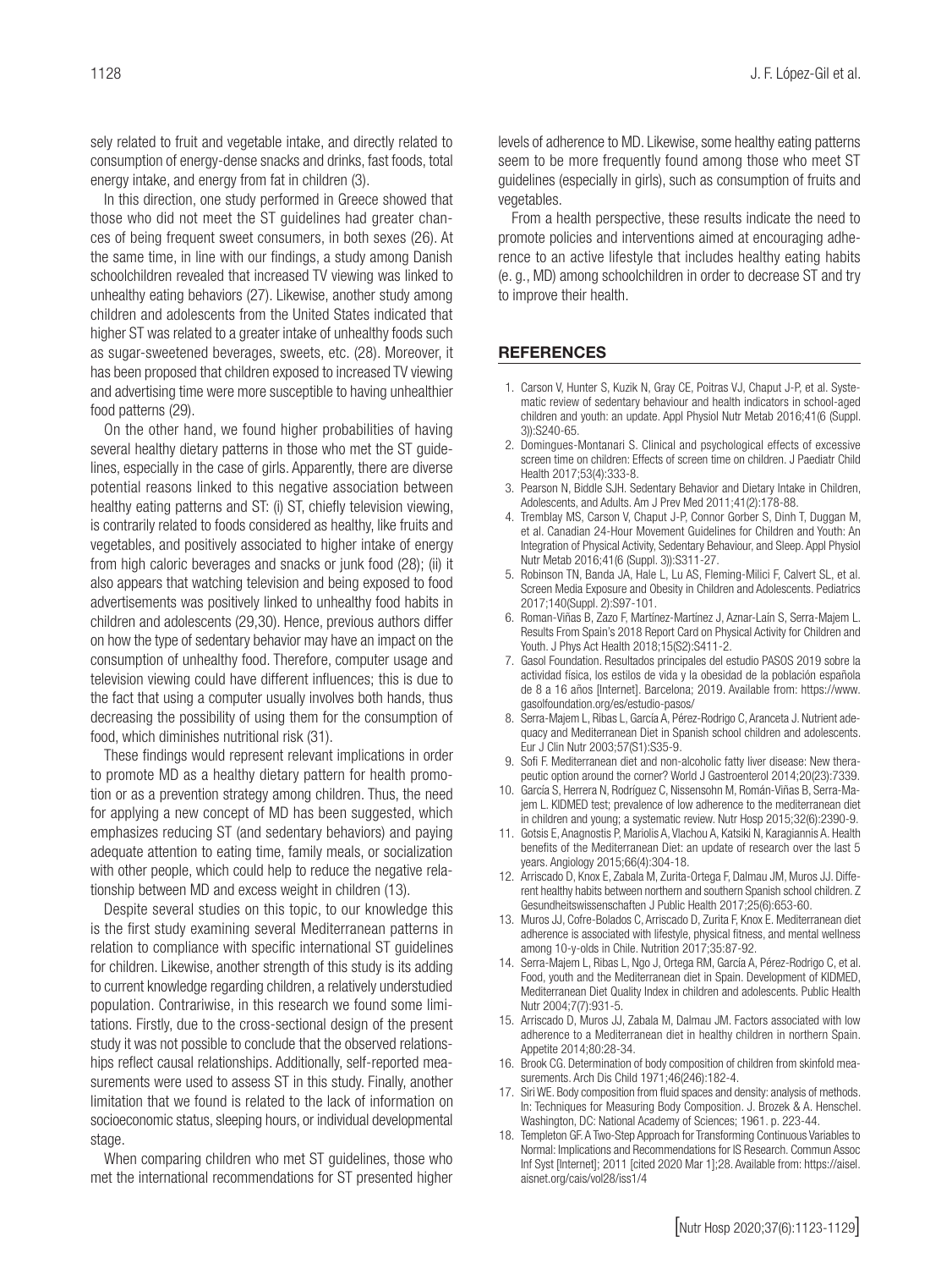sely related to fruit and vegetable intake, and directly related to consumption of energy-dense snacks and drinks, fast foods, total energy intake, and energy from fat in children (3).

In this direction, one study performed in Greece showed that those who did not meet the ST guidelines had greater chances of being frequent sweet consumers, in both sexes (26). At the same time, in line with our findings, a study among Danish schoolchildren revealed that increased TV viewing was linked to unhealthy eating behaviors (27). Likewise, another study among children and adolescents from the United States indicated that higher ST was related to a greater intake of unhealthy foods such as sugar-sweetened beverages, sweets, etc. (28). Moreover, it has been proposed that children exposed to increased TV viewing and advertising time were more susceptible to having unhealthier food patterns (29).

On the other hand, we found higher probabilities of having several healthy dietary patterns in those who met the ST guidelines, especially in the case of girls. Apparently, there are diverse potential reasons linked to this negative association between healthy eating patterns and ST: (i) ST, chiefly television viewing, is contrarily related to foods considered as healthy, like fruits and vegetables, and positively associated to higher intake of energy from high caloric beverages and snacks or junk food (28); (ii) it also appears that watching television and being exposed to food advertisements was positively linked to unhealthy food habits in children and adolescents (29,30). Hence, previous authors differ on how the type of sedentary behavior may have an impact on the consumption of unhealthy food. Therefore, computer usage and television viewing could have different influences; this is due to the fact that using a computer usually involves both hands, thus decreasing the possibility of using them for the consumption of food, which diminishes nutritional risk (31).

These findings would represent relevant implications in order to promote MD as a healthy dietary pattern for health promotion or as a prevention strategy among children. Thus, the need for applying a new concept of MD has been suggested, which emphasizes reducing ST (and sedentary behaviors) and paying adequate attention to eating time, family meals, or socialization with other people, which could help to reduce the negative relationship between MD and excess weight in children (13).

Despite several studies on this topic, to our knowledge this is the first study examining several Mediterranean patterns in relation to compliance with specific international ST guidelines for children. Likewise, another strength of this study is its adding to current knowledge regarding children, a relatively understudied population. Contrariwise, in this research we found some limitations. Firstly, due to the cross-sectional design of the present study it was not possible to conclude that the observed relationships reflect causal relationships. Additionally, self-reported measurements were used to assess ST in this study. Finally, another limitation that we found is related to the lack of information on socioeconomic status, sleeping hours, or individual developmental stage.

When comparing children who met ST guidelines, those who met the international recommendations for ST presented higher levels of adherence to MD. Likewise, some healthy eating patterns seem to be more frequently found among those who meet ST guidelines (especially in girls), such as consumption of fruits and vegetables.

From a health perspective, these results indicate the need to promote policies and interventions aimed at encouraging adherence to an active lifestyle that includes healthy eating habits (e. g., MD) among schoolchildren in order to decrease ST and try to improve their health.

## REFERENCES

1. Carson V, Hunter S, Kuzik N, Gray CE, Poitras VJ, Chaput J-P, et al. Systematic review of sedentary behaviour and health indicators in school-aged children and youth: an update. Appl Physiol Nutr Metab 2016;41(6 (Suppl. 3)):S240-65.
2. Domingues-Montanari S. Clinical and psychological effects of excessive screen time on children: Effects of screen time on children. J Paediatr Child Health 2017;53(4):333-8.
3. Pearson N, Biddle SJH. Sedentary Behavior and Dietary Intake in Children, Adolescents, and Adults. Am J Prev Med 2011;41(2):178-88.
4. Tremblay MS, Carson V, Chaput J-P, Connor Gorber S, Dinh T, Duggan M, et al. Canadian 24-Hour Movement Guidelines for Children and Youth: An Integration of Physical Activity, Sedentary Behaviour, and Sleep. Appl Physiol Nutr Metab 2016;41(6 (Suppl. 3)):S311-27.
5. Robinson TN, Banda JA, Hale L, Lu AS, Fleming-Milici F, Calvert SL, et al. Screen Media Exposure and Obesity in Children and Adolescents. Pediatrics 2017;140(Suppl. 2):S97-101.
6. Roman-Viñas B, Zazo F, Martínez-Martínez J, Aznar-Laín S, Serra-Majem L. Results From Spain's 2018 Report Card on Physical Activity for Children and Youth. J Phys Act Health 2018;15(S2):S411-2.
7. Gasol Foundation. Resultados principales del estudio PASOS 2019 sobre la actividad física, los estilos de vida y la obesidad de la población española de 8 a 16 años [Internet]. Barcelona; 2019. Available from: https://www.gasolfoundation.org/es/estudio-pasos/
8. Serra-Majem L, Ribas L, García A, Pérez-Rodrigo C, Aranceta J. Nutrient adequacy and Mediterranean Diet in Spanish school children and adolescents. Eur J Clin Nutr 2003;57(S1):S35-9.
9. Sofi F. Mediterranean diet and non-alcoholic fatty liver disease: New therapeutic option around the corner? World J Gastroenterol 2014;20(23):7339.
10. García S, Herrera N, Rodríguez C, Nissensohn M, Román-Viñas B, Serra-Majem L. KIDMED test; prevalence of low adherence to the mediterranean diet in children and young; a systematic review. Nutr Hosp 2015;32(6):2390-9.
11. Gotsis E, Anagnostis P, Mariolis A, Vlachou A, Katsiki N, Karagiannis A. Health benefits of the Mediterranean Diet: an update of research over the last 5 years. Angiology 2015;66(4):304-18.
12. Arriscado D, Knox E, Zabala M, Zurita-Ortega F, Dalmau JM, Muros JJ. Different healthy habits between northern and southern Spanish school children. Z Gesundheitswissenschaften J Public Health 2017;25(6):653-60.
13. Muros JJ, Cofre-Bolados C, Arriscado D, Zurita F, Knox E. Mediterranean diet adherence is associated with lifestyle, physical fitness, and mental wellness among 10-y-olds in Chile. Nutrition 2017;35:87-92.
14. Serra-Majem L, Ribas L, Ngo J, Ortega RM, García A, Pérez-Rodrigo C, et al. Food, youth and the Mediterranean diet in Spain. Development of KIDMED, Mediterranean Diet Quality Index in children and adolescents. Public Health Nutr 2004;7(7):931-5.
15. Arriscado D, Muros JJ, Zabala M, Dalmau JM. Factors associated with low adherence to a Mediterranean diet in healthy children in northern Spain. Appetite 2014;80:28-34.
16. Brook CG. Determination of body composition of children from skinfold measurements. Arch Dis Child 1971;46(246):182-4.
17. Siri WE. Body composition from fluid spaces and density: analysis of methods. In: Techniques for Measuring Body Composition. J. Brozek & A. Henschel. Washington, DC: National Academy of Sciences; 1961. p. 223-44.
18. Templeton GF. A Two-Step Approach for Transforming Continuous Variables to Normal: Implications and Recommendations for IS Research. Commun Assoc Inf Syst [Internet]; 2011 [cited 2020 Mar 1];28. Available from: https://aisel.aisnet.org/cais/vol28/iss1/4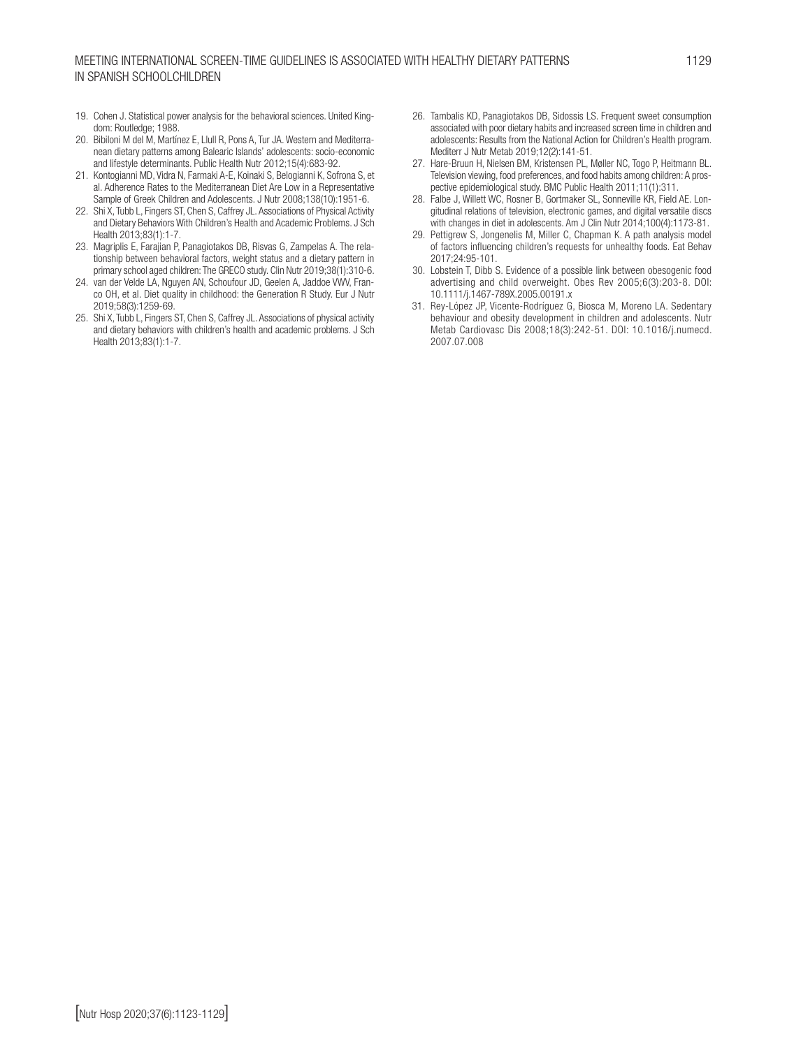19. Cohen J. Statistical power analysis for the behavioral sciences. United Kingdom: Routledge; 1988.
20. Bibiloni M del M, Martínez E, Llull R, Pons A, Tur JA. Western and Mediterranean dietary patterns among Balearic Islands' adolescents: socio-economic and lifestyle determinants. Public Health Nutr 2012;15(4):683-92.
21. Kontogianni MD, Vidra N, Farmaki A-E, Koinaki S, Belogianni K, Sofrona S, et al. Adherence Rates to the Mediterranean Diet Are Low in a Representative Sample of Greek Children and Adolescents. J Nutr 2008;138(10):1951-6.
22. Shi X, Tubb L, Fingers ST, Chen S, Caffrey JL. Associations of Physical Activity and Dietary Behaviors With Children's Health and Academic Problems. J Sch Health 2013;83(1):1-7.
23. Magriplis E, Farajian P, Panagiotakos DB, Risvas G, Zampelas A. The relationship between behavioral factors, weight status and a dietary pattern in primary school aged children: The GRECO study. Clin Nutr 2019;38(1):310-6.
24. van der Velde LA, Nguyen AN, Schoufour JD, Geelen A, Jaddoe VWV, Franco OH, et al. Diet quality in childhood: the Generation R Study. Eur J Nutr 2019;58(3):1259-69.
25. Shi X, Tubb L, Fingers ST, Chen S, Caffrey JL. Associations of physical activity and dietary behaviors with children's health and academic problems. J Sch Health 2013;83(1):1-7.
26. Tambalis KD, Panagiotakos DB, Sidossis LS. Frequent sweet consumption associated with poor dietary habits and increased screen time in children and adolescents: Results from the National Action for Children's Health program. Mediterr J Nutr Metab 2019;12(2):141-51.
27. Hare-Bruun H, Nielsen BM, Kristensen PL, Møller NC, Togo P, Heitmann BL. Television viewing, food preferences, and food habits among children: A prospective epidemiological study. BMC Public Health 2011;11(1):311.
28. Falbe J, Willett WC, Rosner B, Gortmaker SL, Sonneville KR, Field AE. Longitudinal relations of television, electronic games, and digital versatile discs with changes in diet in adolescents. Am J Clin Nutr 2014;100(4):1173-81.
29. Pettigrew S, Jongenelis M, Miller C, Chapman K. A path analysis model of factors influencing children's requests for unhealthy foods. Eat Behav 2017;24:95-101.
30. Lobstein T, Dibb S. Evidence of a possible link between obesogenic food advertising and child overweight. Obes Rev 2005;6(3):203-8. DOI: 10.1111/j.1467-789X.2005.00191.x
31. Rey-López JP, Vicente-Rodríguez G, Biosca M, Moreno LA. Sedentary behaviour and obesity development in children and adolescents. Nutr Metab Cardiovasc Dis 2008;18(3):242-51. DOI: 10.1016/j.numecd.2007.07.008